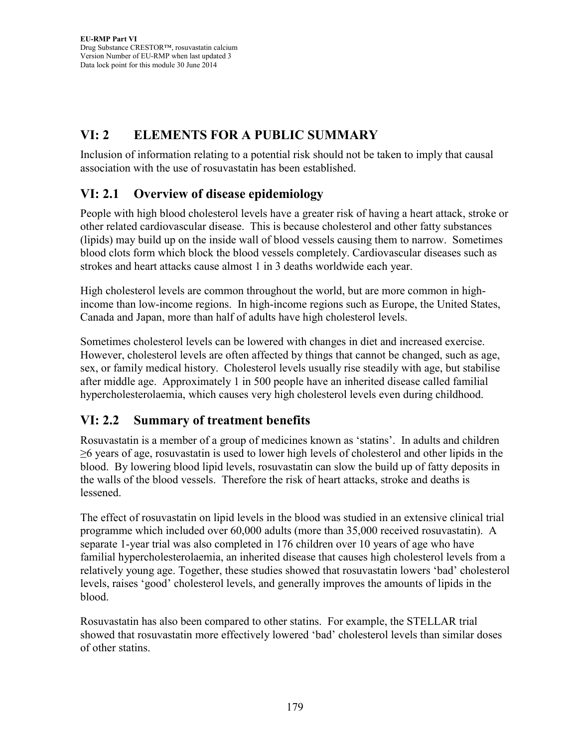## VI: 2 ELEMENTS FOR A PUBLIC SUMMARY

Inclusion of information relating to a potential risk should not be taken to imply that causal association with the use of rosuvastatin has been established.

### VI: 2.1 Overview of disease epidemiology

People with high blood cholesterol levels have a greater risk of having a heart attack, stroke or other related cardiovascular disease. This is because cholesterol and other fatty substances (lipids) may build up on the inside wall of blood vessels causing them to narrow. Sometimes blood clots form which block the blood vessels completely. Cardiovascular diseases such as strokes and heart attacks cause almost 1 in 3 deaths worldwide each year.

High cholesterol levels are common throughout the world, but are more common in high-income than low-income regions. In high-income regions such as Europe, the United States, Canada and Japan, more than half of adults have high cholesterol levels.

Sometimes cholesterol levels can be lowered with changes in diet and increased exercise. However, cholesterol levels are often affected by things that cannot be changed, such as age, sex, or family medical history. Cholesterol levels usually rise steadily with age, but stabilise after middle age. Approximately 1 in 500 people have an inherited disease called familial hypercholesterolaemia, which causes very high cholesterol levels even during childhood.

### VI: 2.2 Summary of treatment benefits

Rosuvastatin is a member of a group of medicines known as 'statins'. In adults and children ≥6 years of age, rosuvastatin is used to lower high levels of cholesterol and other lipids in the blood. By lowering blood lipid levels, rosuvastatin can slow the build up of fatty deposits in the walls of the blood vessels. Therefore the risk of heart attacks, stroke and deaths is lessened.

The effect of rosuvastatin on lipid levels in the blood was studied in an extensive clinical trial programme which included over 60,000 adults (more than 35,000 received rosuvastatin). A separate 1-year trial was also completed in 176 children over 10 years of age who have familial hypercholesterolaemia, an inherited disease that causes high cholesterol levels from a relatively young age. Together, these studies showed that rosuvastatin lowers 'bad' cholesterol levels, raises 'good' cholesterol levels, and generally improves the amounts of lipids in the blood.

Rosuvastatin has also been compared to other statins. For example, the STELLAR trial showed that rosuvastatin more effectively lowered 'bad' cholesterol levels than similar doses of other statins.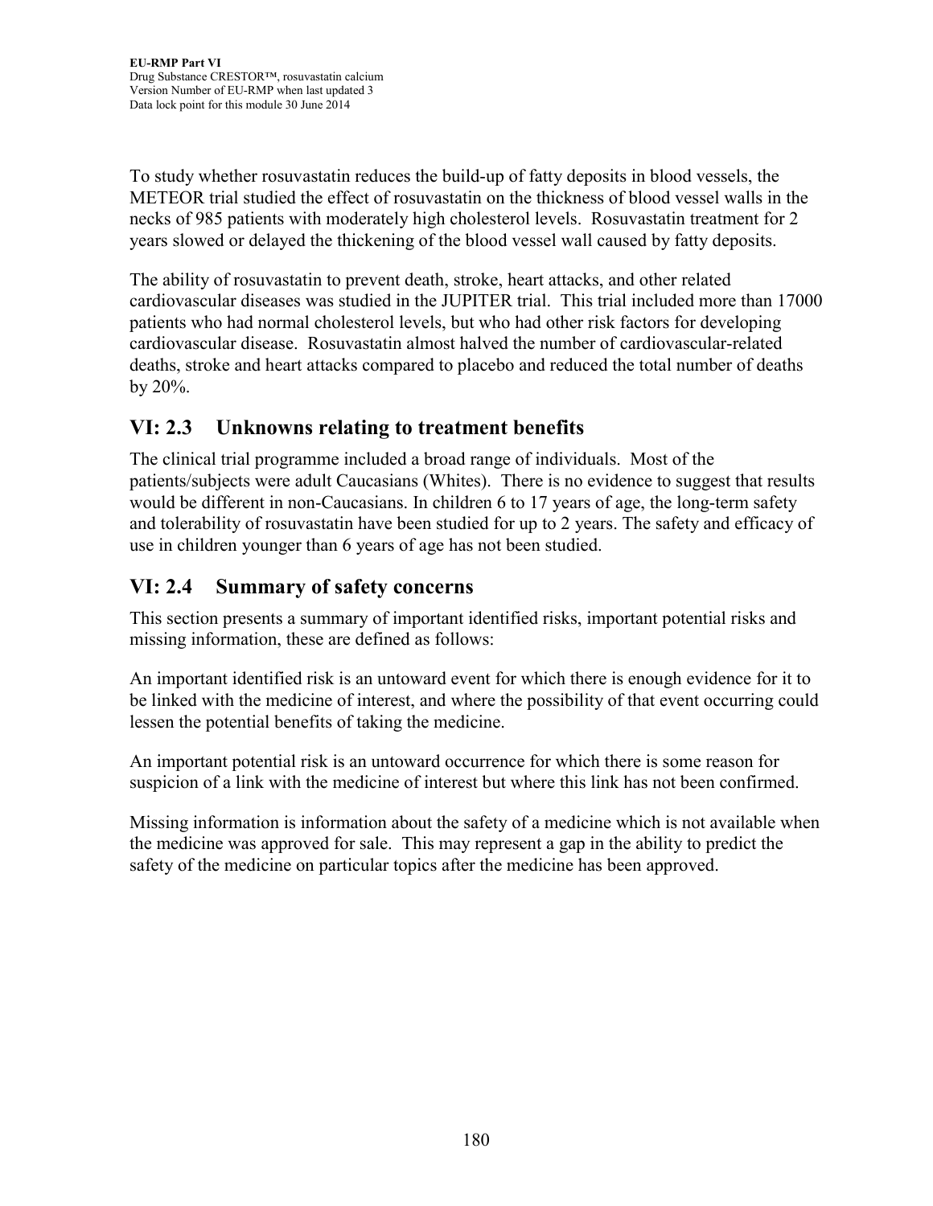To study whether rosuvastatin reduces the build-up of fatty deposits in blood vessels, the METEOR trial studied the effect of rosuvastatin on the thickness of blood vessel walls in the necks of 985 patients with moderately high cholesterol levels. Rosuvastatin treatment for 2 years slowed or delayed the thickening of the blood vessel wall caused by fatty deposits.

The ability of rosuvastatin to prevent death, stroke, heart attacks, and other related cardiovascular diseases was studied in the JUPITER trial. This trial included more than 17000 patients who had normal cholesterol levels, but who had other risk factors for developing cardiovascular disease. Rosuvastatin almost halved the number of cardiovascular-related deaths, stroke and heart attacks compared to placebo and reduced the total number of deaths by 20%.

## VI: 2.3 Unknowns relating to treatment benefits

The clinical trial programme included a broad range of individuals. Most of the patients/subjects were adult Caucasians (Whites). There is no evidence to suggest that results would be different in non-Caucasians. In children 6 to 17 years of age, the long-term safety and tolerability of rosuvastatin have been studied for up to 2 years. The safety and efficacy of use in children younger than 6 years of age has not been studied.

## VI: 2.4 Summary of safety concerns

This section presents a summary of important identified risks, important potential risks and missing information, these are defined as follows:

An important identified risk is an untoward event for which there is enough evidence for it to be linked with the medicine of interest, and where the possibility of that event occurring could lessen the potential benefits of taking the medicine.

An important potential risk is an untoward occurrence for which there is some reason for suspicion of a link with the medicine of interest but where this link has not been confirmed.

Missing information is information about the safety of a medicine which is not available when the medicine was approved for sale. This may represent a gap in the ability to predict the safety of the medicine on particular topics after the medicine has been approved.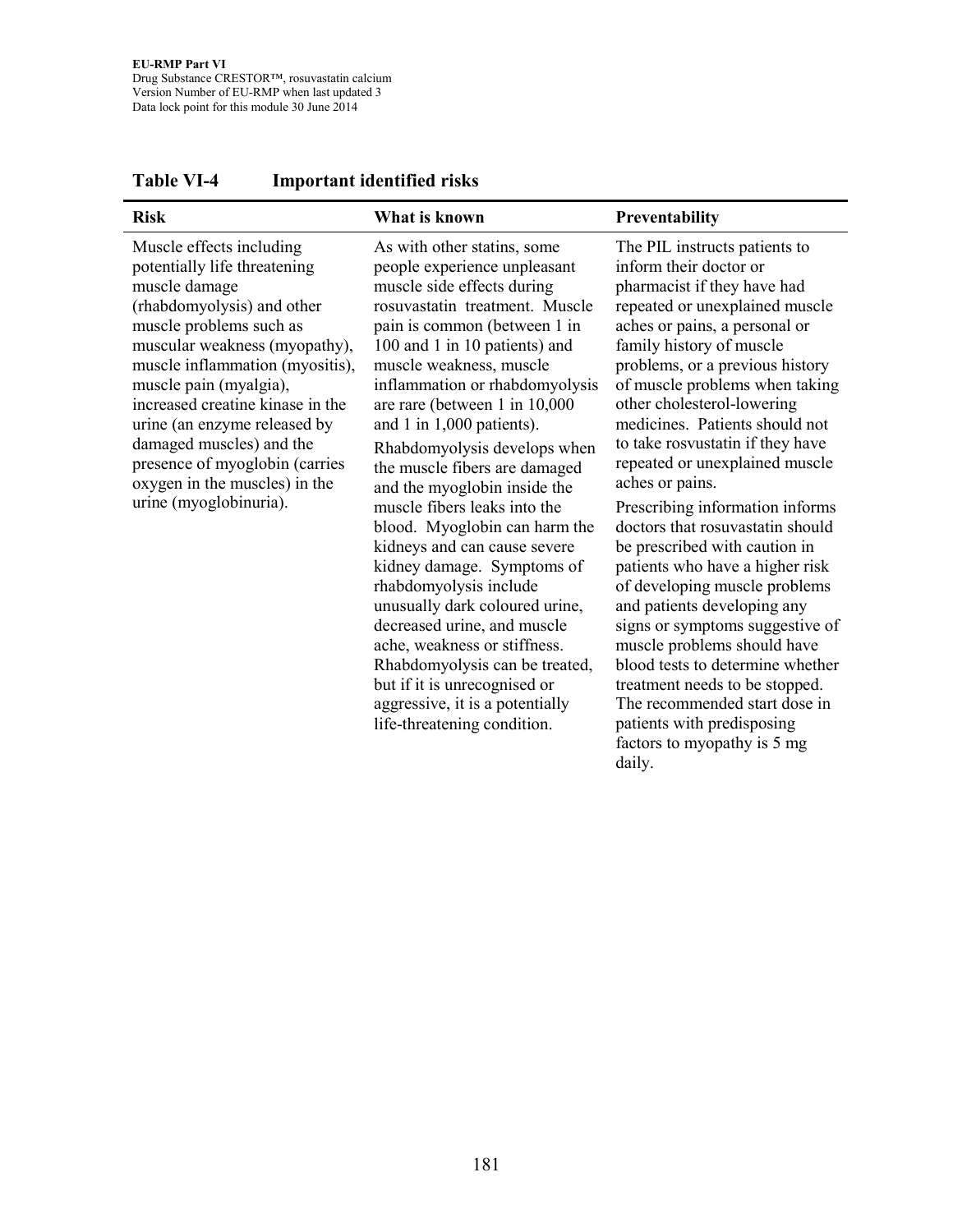**Table VI-4 Important identified risks**

| Risk | What is known | Preventability |
|---|---|---|
| Muscle effects including potentially life threatening muscle damage (rhabdomyolysis) and other muscle problems such as muscular weakness (myopathy), muscle inflammation (myositis), muscle pain (myalgia), increased creatine kinase in the urine (an enzyme released by damaged muscles) and the presence of myoglobin (carries oxygen in the muscles) in the urine (myoglobinuria). | As with other statins, some people experience unpleasant muscle side effects during rosuvastatin treatment. Muscle pain is common (between 1 in 100 and 1 in 10 patients) and muscle weakness, muscle inflammation or rhabdomyolysis are rare (between 1 in 10,000 and 1 in 1,000 patients).<br><br>Rhabdomyolysis develops when the muscle fibers are damaged and the myoglobin inside the muscle fibers leaks into the blood. Myoglobin can harm the kidneys and can cause severe kidney damage. Symptoms of rhabdomyolysis include unusually dark coloured urine, decreased urine, and muscle ache, weakness or stiffness. Rhabdomyolysis can be treated, but if it is unrecognised or aggressive, it is a potentially life-threatening condition. | The PIL instructs patients to inform their doctor or pharmacist if they have had repeated or unexplained muscle aches or pains, a personal or family history of muscle problems, or a previous history of muscle problems when taking other cholesterol-lowering medicines. Patients should not to take rosvustatin if they have repeated or unexplained muscle aches or pains.<br><br>Prescribing information informs doctors that rosuvastatin should be prescribed with caution in patients who have a higher risk of developing muscle problems and patients developing any signs or symptoms suggestive of muscle problems should have blood tests to determine whether treatment needs to be stopped. The recommended start dose in patients with predisposing factors to myopathy is 5 mg daily. |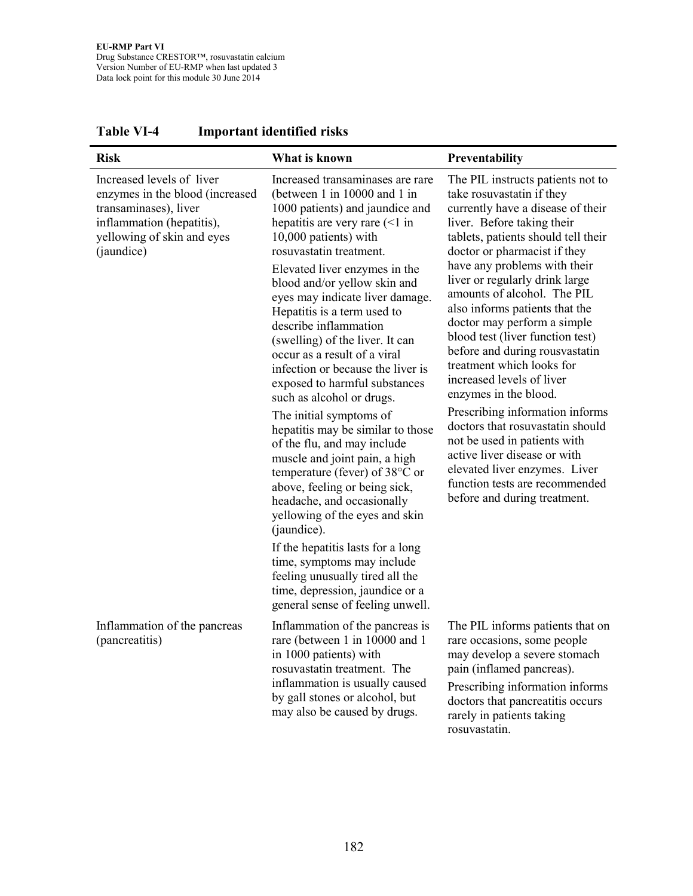**Table VI-4 Important identified risks**

| Risk | What is known | Preventability |
|---|---|---|
| Increased levels of liver enzymes in the blood (increased transaminases), liver inflammation (hepatitis), yellowing of skin and eyes (jaundice) | Increased transaminases are rare (between 1 in 10000 and 1 in 1000 patients) and jaundice and hepatitis are very rare (<1 in 10,000 patients) with rosuvastatin treatment.<br><br>Elevated liver enzymes in the blood and/or yellow skin and eyes may indicate liver damage. Hepatitis is a term used to describe inflammation (swelling) of the liver. It can occur as a result of a viral infection or because the liver is exposed to harmful substances such as alcohol or drugs.<br><br>The initial symptoms of hepatitis may be similar to those of the flu, and may include muscle and joint pain, a high temperature (fever) of 38°C or above, feeling or being sick, headache, and occasionally yellowing of the eyes and skin (jaundice).<br><br>If the hepatitis lasts for a long time, symptoms may include feeling unusually tired all the time, depression, jaundice or a general sense of feeling unwell. | The PIL instructs patients not to take rosuvastatin if they currently have a disease of their liver. Before taking their tablets, patients should tell their doctor or pharmacist if they have any problems with their liver or regularly drink large amounts of alcohol. The PIL also informs patients that the doctor may perform a simple blood test (liver function test) before and during rousvastatin treatment which looks for increased levels of liver enzymes in the blood.<br><br>Prescribing information informs doctors that rosuvastatin should not be used in patients with active liver disease or with elevated liver enzymes. Liver function tests are recommended before and during treatment. |
| Inflammation of the pancreas (pancreatitis) | Inflammation of the pancreas is rare (between 1 in 10000 and 1 in 1000 patients) with rosuvastatin treatment. The inflammation is usually caused by gall stones or alcohol, but may also be caused by drugs. | The PIL informs patients that on rare occasions, some people may develop a severe stomach pain (inflamed pancreas).<br><br>Prescribing information informs doctors that pancreatitis occurs rarely in patients taking rosuvastatin. |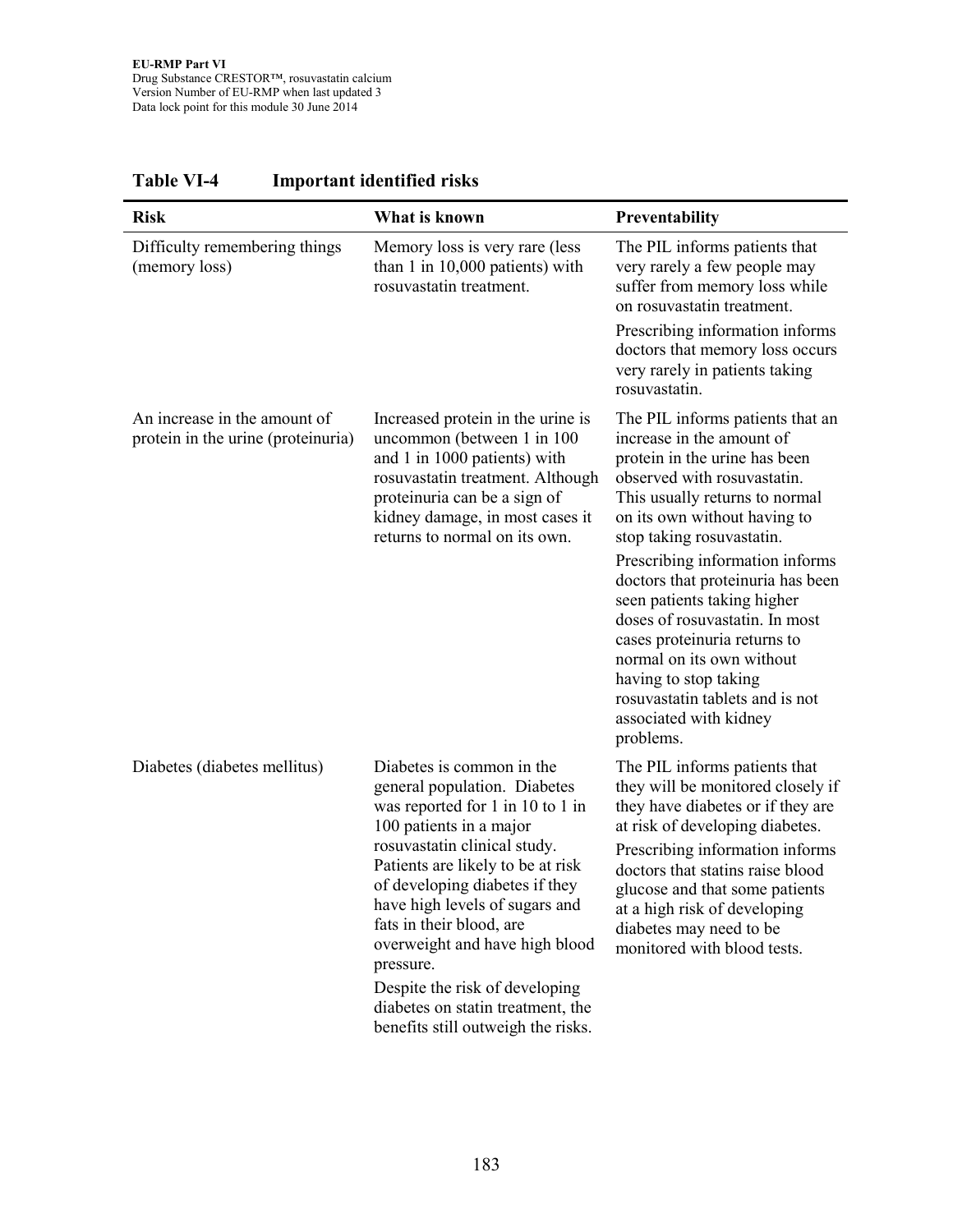**Table VI-4 Important identified risks**

| Risk | What is known | Preventability |
|---|---|---|
| Difficulty remembering things (memory loss) | Memory loss is very rare (less than 1 in 10,000 patients) with rosuvastatin treatment. | The PIL informs patients that very rarely a few people may suffer from memory loss while on rosuvastatin treatment.<br>Prescribing information informs doctors that memory loss occurs very rarely in patients taking rosuvastatin. |
| An increase in the amount of protein in the urine (proteinuria) | Increased protein in the urine is uncommon (between 1 in 100 and 1 in 1000 patients) with rosuvastatin treatment. Although proteinuria can be a sign of kidney damage, in most cases it returns to normal on its own. | The PIL informs patients that an increase in the amount of protein in the urine has been observed with rosuvastatin. This usually returns to normal on its own without having to stop taking rosuvastatin.<br>Prescribing information informs doctors that proteinuria has been seen patients taking higher doses of rosuvastatin. In most cases proteinuria returns to normal on its own without having to stop taking rosuvastatin tablets and is not associated with kidney problems. |
| Diabetes (diabetes mellitus) | Diabetes is common in the general population. Diabetes was reported for 1 in 10 to 1 in 100 patients in a major rosuvastatin clinical study. Patients are likely to be at risk of developing diabetes if they have high levels of sugars and fats in their blood, are overweight and have high blood pressure.<br>Despite the risk of developing diabetes on statin treatment, the benefits still outweigh the risks. | The PIL informs patients that they will be monitored closely if they have diabetes or if they are at risk of developing diabetes.<br>Prescribing information informs doctors that statins raise blood glucose and that some patients at a high risk of developing diabetes may need to be monitored with blood tests. |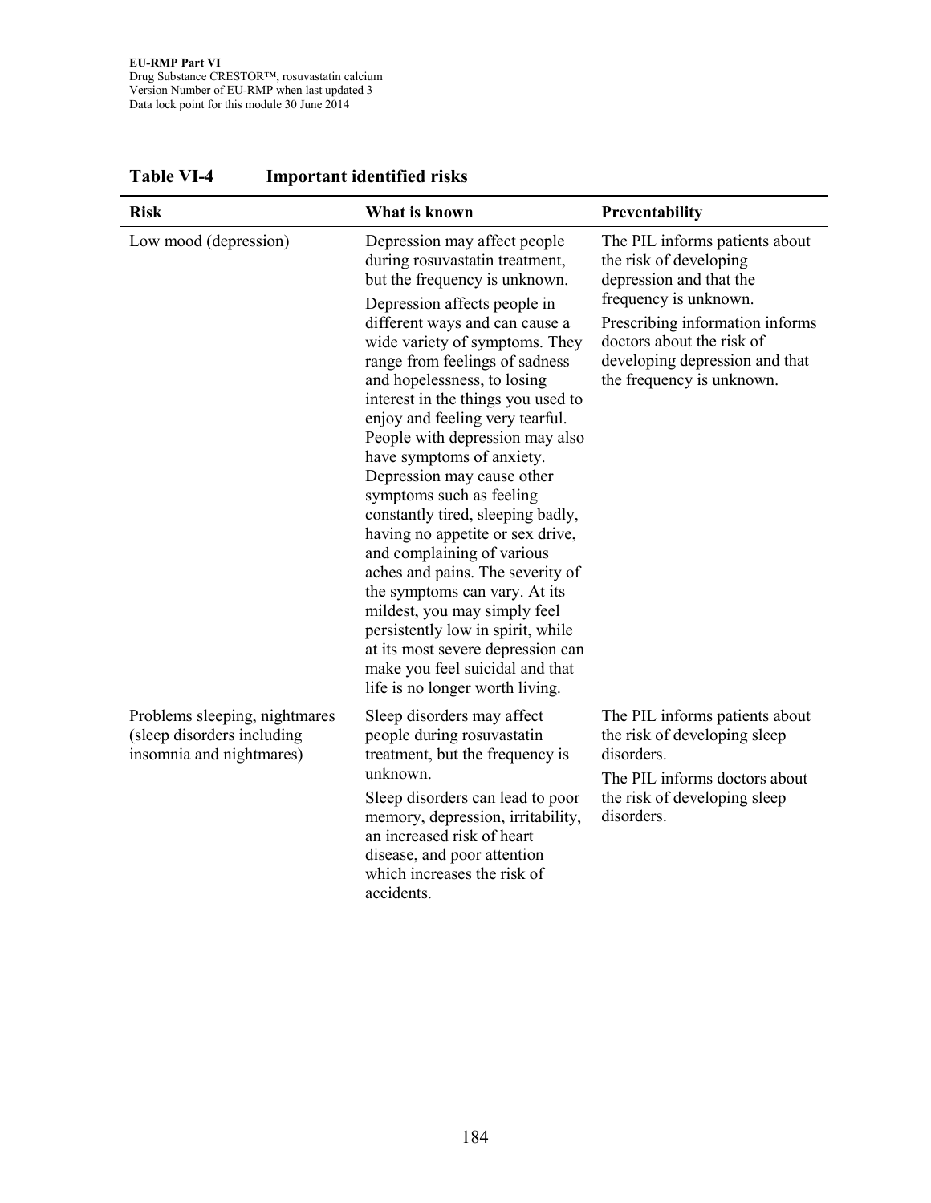**Table VI-4 Important identified risks**

| Risk | What is known | Preventability |
|---|---|---|
| Low mood (depression) | Depression may affect people during rosuvastatin treatment, but the frequency is unknown.<br><br>Depression affects people in different ways and can cause a wide variety of symptoms. They range from feelings of sadness and hopelessness, to losing interest in the things you used to enjoy and feeling very tearful. People with depression may also have symptoms of anxiety. Depression may cause other symptoms such as feeling constantly tired, sleeping badly, having no appetite or sex drive, and complaining of various aches and pains. The severity of the symptoms can vary. At its mildest, you may simply feel persistently low in spirit, while at its most severe depression can make you feel suicidal and that life is no longer worth living. | The PIL informs patients about the risk of developing depression and that the frequency is unknown.<br><br>Prescribing information informs doctors about the risk of developing depression and that the frequency is unknown. |
| Problems sleeping, nightmares (sleep disorders including insomnia and nightmares) | Sleep disorders may affect people during rosuvastatin treatment, but the frequency is unknown.<br><br>Sleep disorders can lead to poor memory, depression, irritability, an increased risk of heart disease, and poor attention which increases the risk of accidents. | The PIL informs patients about the risk of developing sleep disorders.<br><br>The PIL informs doctors about the risk of developing sleep disorders. |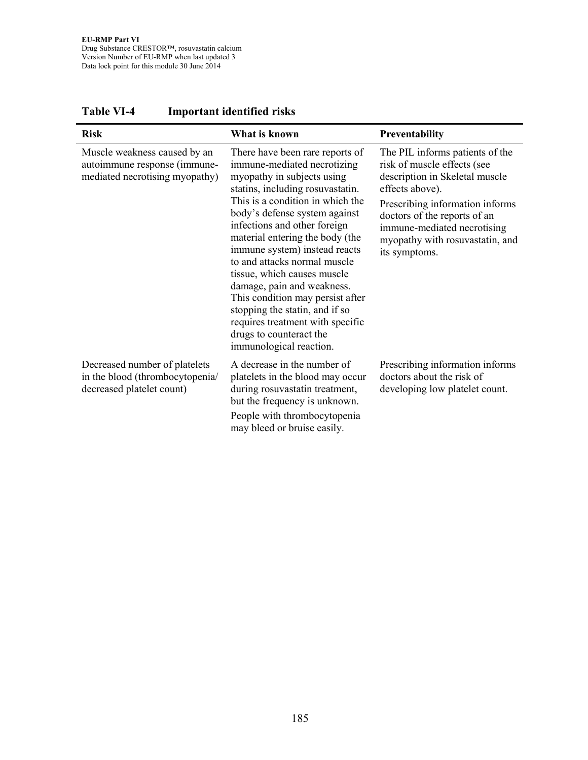**Table VI-4 Important identified risks**

| Risk | What is known | Preventability |
|---|---|---|
| Muscle weakness caused by an autoimmune response (immune-mediated necrotising myopathy) | There have been rare reports of immune-mediated necrotizing myopathy in subjects using statins, including rosuvastatin. This is a condition in which the body's defense system against infections and other foreign material entering the body (the immune system) instead reacts to and attacks normal muscle tissue, which causes muscle damage, pain and weakness. This condition may persist after stopping the statin, and if so requires treatment with specific drugs to counteract the immunological reaction. | The PIL informs patients of the risk of muscle effects (see description in Skeletal muscle effects above). Prescribing information informs doctors of the reports of an immune-mediated necrotising myopathy with rosuvastatin, and its symptoms. |
| Decreased number of platelets in the blood (thrombocytopenia/ decreased platelet count) | A decrease in the number of platelets in the blood may occur during rosuvastatin treatment, but the frequency is unknown. People with thrombocytopenia may bleed or bruise easily. | Prescribing information informs doctors about the risk of developing low platelet count. |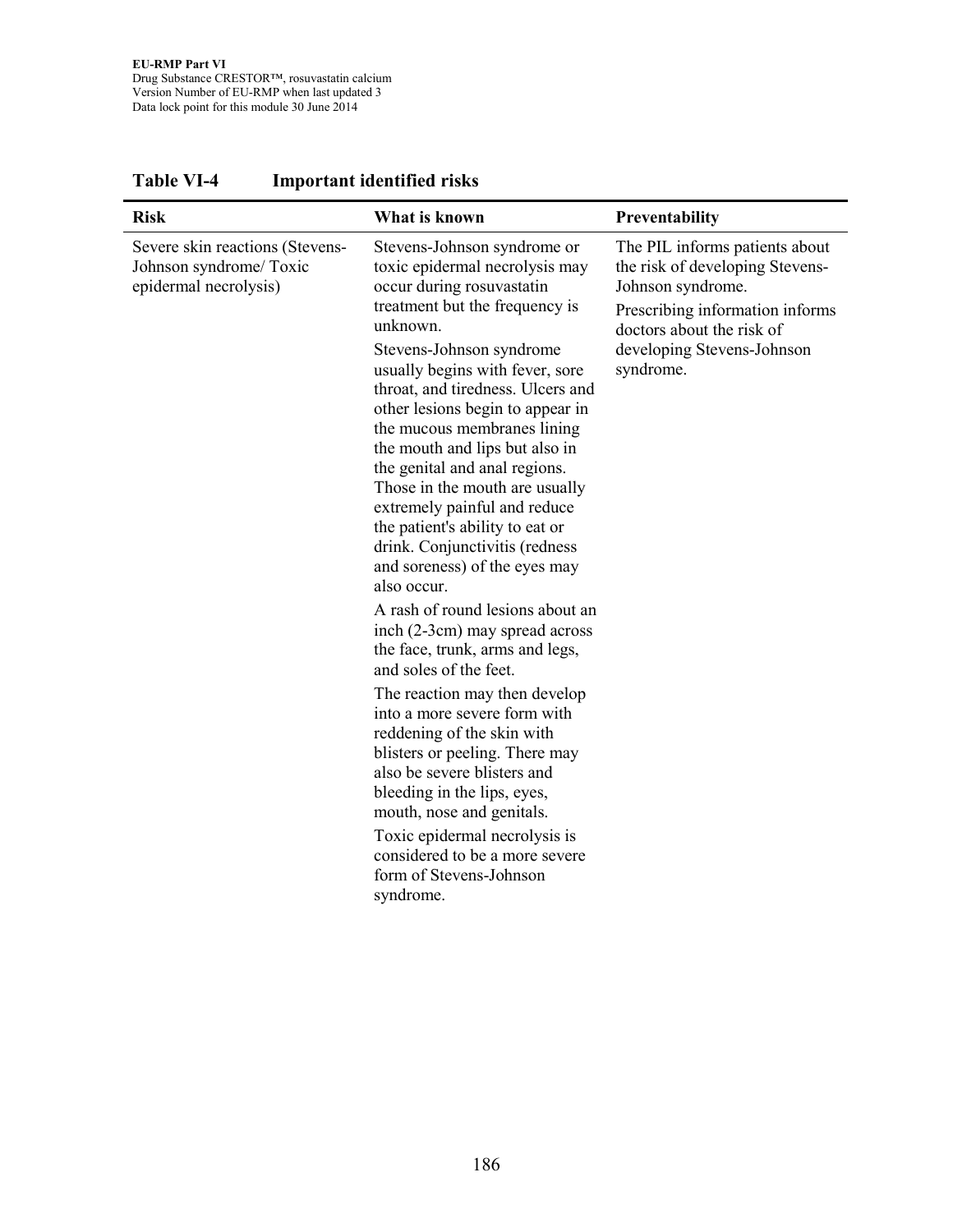**Table VI-4 Important identified risks**

| Risk | What is known | Preventability |
|---|---|---|
| Severe skin reactions (Stevens-Johnson syndrome/ Toxic epidermal necrolysis) | Stevens-Johnson syndrome or toxic epidermal necrolysis may occur during rosuvastatin treatment but the frequency is unknown.<br><br>Stevens-Johnson syndrome usually begins with fever, sore throat, and tiredness. Ulcers and other lesions begin to appear in the mucous membranes lining the mouth and lips but also in the genital and anal regions. Those in the mouth are usually extremely painful and reduce the patient's ability to eat or drink. Conjunctivitis (redness and soreness) of the eyes may also occur.<br><br>A rash of round lesions about an inch (2-3cm) may spread across the face, trunk, arms and legs, and soles of the feet.<br><br>The reaction may then develop into a more severe form with reddening of the skin with blisters or peeling. There may also be severe blisters and bleeding in the lips, eyes, mouth, nose and genitals.<br><br>Toxic epidermal necrolysis is considered to be a more severe form of Stevens-Johnson syndrome. | The PIL informs patients about the risk of developing Stevens-Johnson syndrome.<br><br>Prescribing information informs doctors about the risk of developing Stevens-Johnson syndrome. |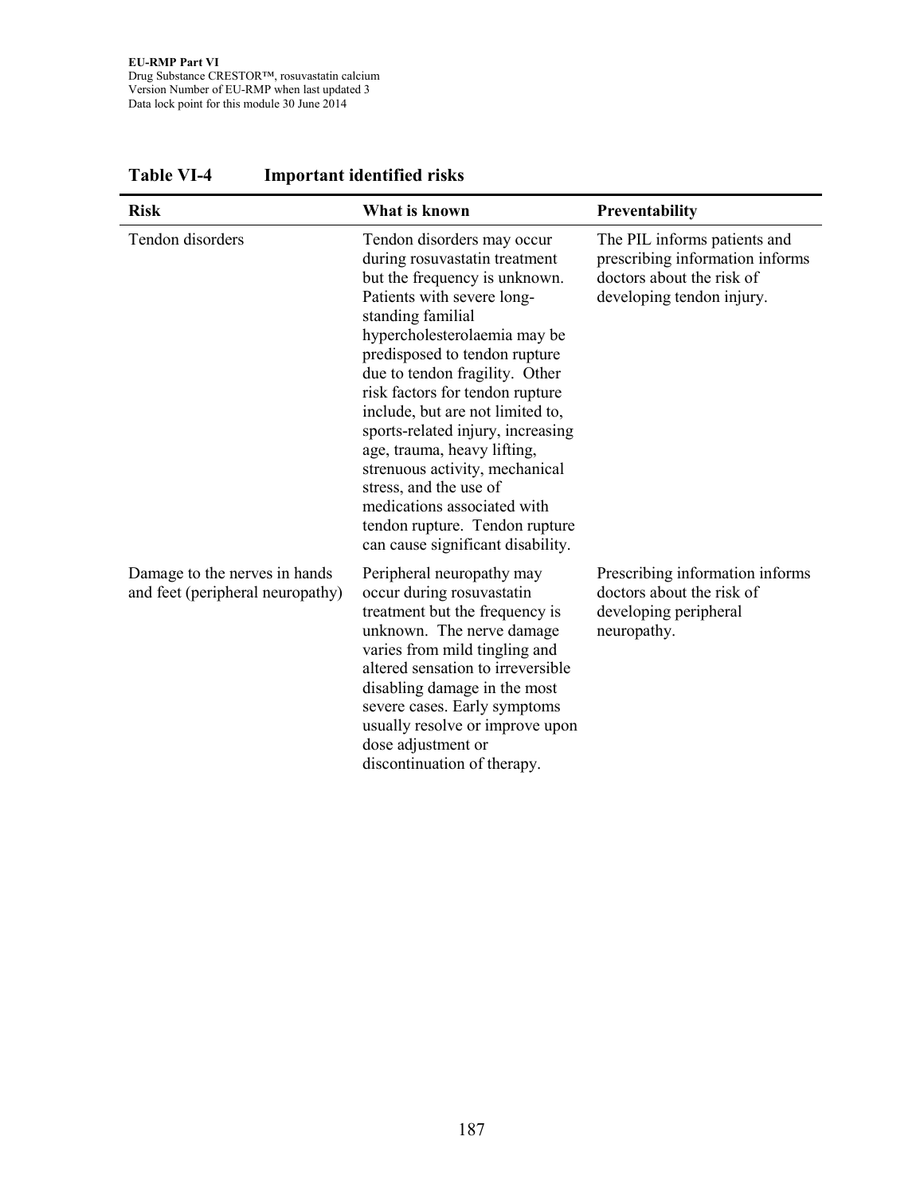**Table VI-4 Important identified risks**

| Risk | What is known | Preventability |
|---|---|---|
| Tendon disorders | Tendon disorders may occur during rosuvastatin treatment but the frequency is unknown. Patients with severe long-standing familial hypercholesterolaemia may be predisposed to tendon rupture due to tendon fragility. Other risk factors for tendon rupture include, but are not limited to, sports-related injury, increasing age, trauma, heavy lifting, strenuous activity, mechanical stress, and the use of medications associated with tendon rupture. Tendon rupture can cause significant disability. | The PIL informs patients and prescribing information informs doctors about the risk of developing tendon injury. |
| Damage to the nerves in hands and feet (peripheral neuropathy) | Peripheral neuropathy may occur during rosuvastatin treatment but the frequency is unknown. The nerve damage varies from mild tingling and altered sensation to irreversible disabling damage in the most severe cases. Early symptoms usually resolve or improve upon dose adjustment or discontinuation of therapy. | Prescribing information informs doctors about the risk of developing peripheral neuropathy. |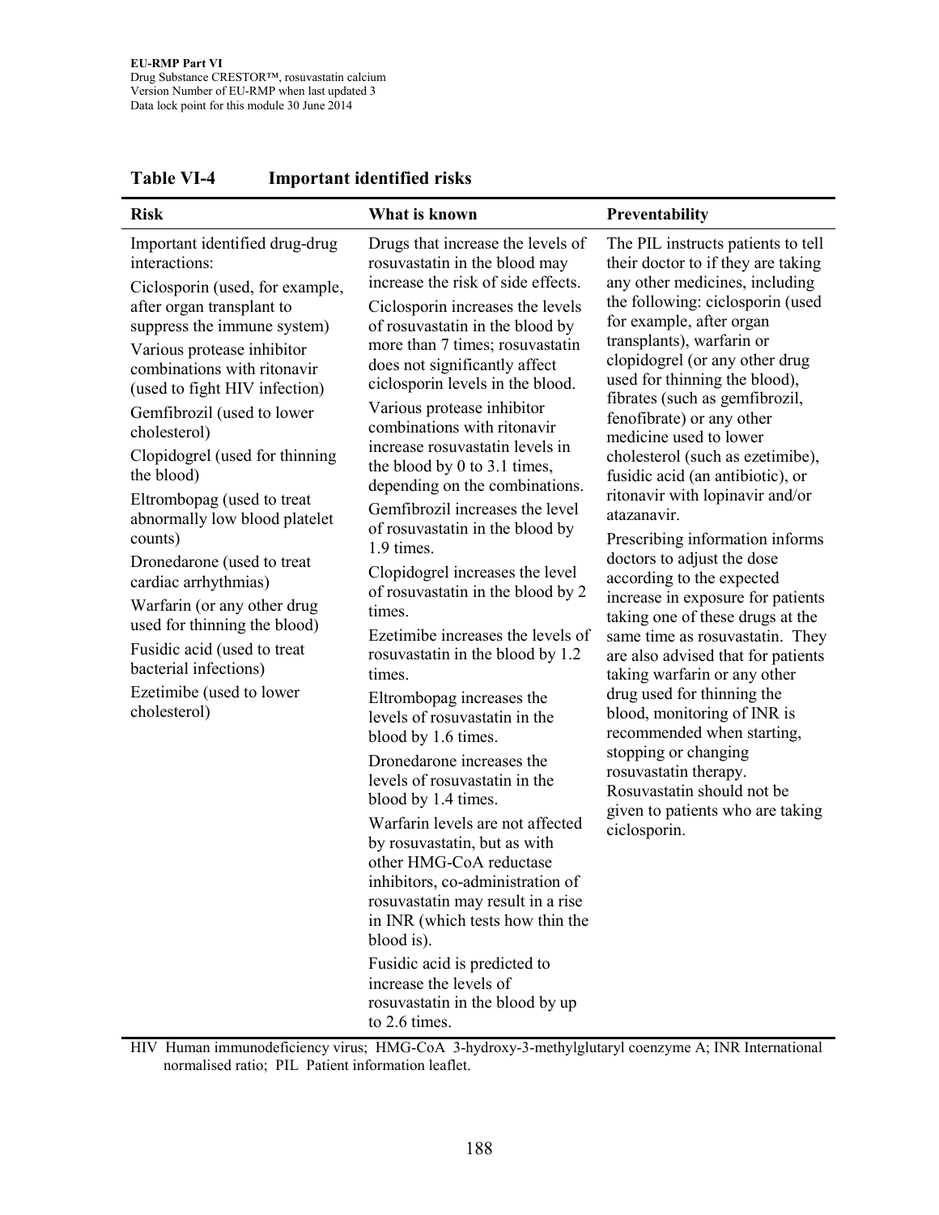**Table VI-4 Important identified risks**

| Risk | What is known | Preventability |
|---|---|---|
| Important identified drug-drug interactions:<br>Ciclosporin (used, for example, after organ transplant to suppress the immune system)<br>Various protease inhibitor combinations with ritonavir (used to fight HIV infection)<br>Gemfibrozil (used to lower cholesterol)<br>Clopidogrel (used for thinning the blood)<br>Eltrombopag (used to treat abnormally low blood platelet counts)<br>Dronedarone (used to treat cardiac arrhythmias)<br>Warfarin (or any other drug used for thinning the blood)<br>Fusidic acid (used to treat bacterial infections)<br>Ezetimibe (used to lower cholesterol) | Drugs that increase the levels of rosuvastatin in the blood may increase the risk of side effects.<br>Ciclosporin increases the levels of rosuvastatin in the blood by more than 7 times; rosuvastatin does not significantly affect ciclosporin levels in the blood.<br>Various protease inhibitor combinations with ritonavir increase rosuvastatin levels in the blood by 0 to 3.1 times, depending on the combinations.<br>Gemfibrozil increases the level of rosuvastatin in the blood by 1.9 times.<br>Clopidogrel increases the level of rosuvastatin in the blood by 2 times.<br>Ezetimibe increases the levels of rosuvastatin in the blood by 1.2 times.<br>Eltrombopag increases the levels of rosuvastatin in the blood by 1.6 times.<br>Dronedarone increases the levels of rosuvastatin in the blood by 1.4 times.<br>Warfarin levels are not affected by rosuvastatin, but as with other HMG-CoA reductase inhibitors, co-administration of rosuvastatin may result in a rise in INR (which tests how thin the blood is).<br>Fusidic acid is predicted to increase the levels of rosuvastatin in the blood by up to 2.6 times. | The PIL instructs patients to tell their doctor to if they are taking any other medicines, including the following: ciclosporin (used for example, after organ transplants), warfarin or clopidogrel (or any other drug used for thinning the blood), fibrates (such as gemfibrozil, fenofibrate) or any other medicine used to lower cholesterol (such as ezetimibe), fusidic acid (an antibiotic), or ritonavir with lopinavir and/or atazanavir.<br>Prescribing information informs doctors to adjust the dose according to the expected increase in exposure for patients taking one of these drugs at the same time as rosuvastatin. They are also advised that for patients taking warfarin or any other drug used for thinning the blood, monitoring of INR is recommended when starting, stopping or changing rosuvastatin therapy. Rosuvastatin should not be given to patients who are taking ciclosporin. |

HIV Human immunodeficiency virus; HMG-CoA 3-hydroxy-3-methylglutaryl coenzyme A; INR International normalised ratio; PIL Patient information leaflet.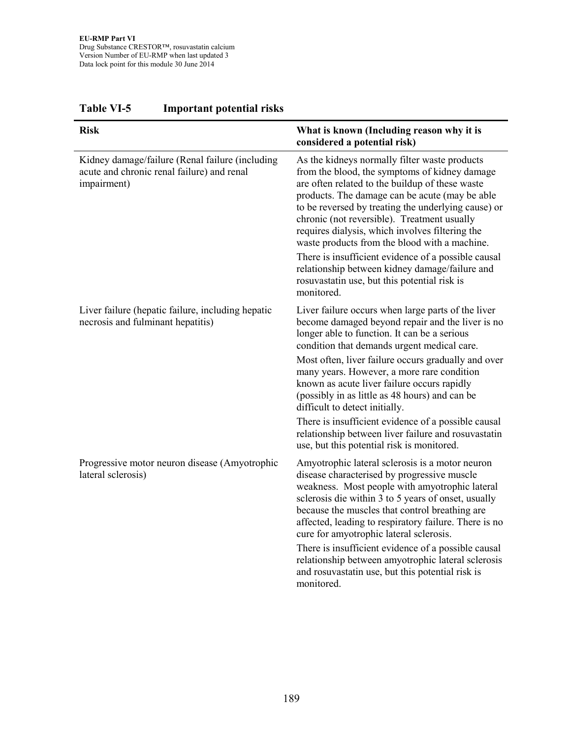**Table VI-5 Important potential risks**

| Risk | What is known (Including reason why it is considered a potential risk) |
|---|---|
| Kidney damage/failure (Renal failure (including acute and chronic renal failure) and renal impairment) | As the kidneys normally filter waste products from the blood, the symptoms of kidney damage are often related to the buildup of these waste products. The damage can be acute (may be able to be reversed by treating the underlying cause) or chronic (not reversible). Treatment usually requires dialysis, which involves filtering the waste products from the blood with a machine.<br>There is insufficient evidence of a possible causal relationship between kidney damage/failure and rosuvastatin use, but this potential risk is monitored. |
| Liver failure (hepatic failure, including hepatic necrosis and fulminant hepatitis) | Liver failure occurs when large parts of the liver become damaged beyond repair and the liver is no longer able to function. It can be a serious condition that demands urgent medical care.<br>Most often, liver failure occurs gradually and over many years. However, a more rare condition known as acute liver failure occurs rapidly (possibly in as little as 48 hours) and can be difficult to detect initially.<br>There is insufficient evidence of a possible causal relationship between liver failure and rosuvastatin use, but this potential risk is monitored. |
| Progressive motor neuron disease (Amyotrophic lateral sclerosis) | Amyotrophic lateral sclerosis is a motor neuron disease characterised by progressive muscle weakness. Most people with amyotrophic lateral sclerosis die within 3 to 5 years of onset, usually because the muscles that control breathing are affected, leading to respiratory failure. There is no cure for amyotrophic lateral sclerosis.<br>There is insufficient evidence of a possible causal relationship between amyotrophic lateral sclerosis and rosuvastatin use, but this potential risk is monitored. |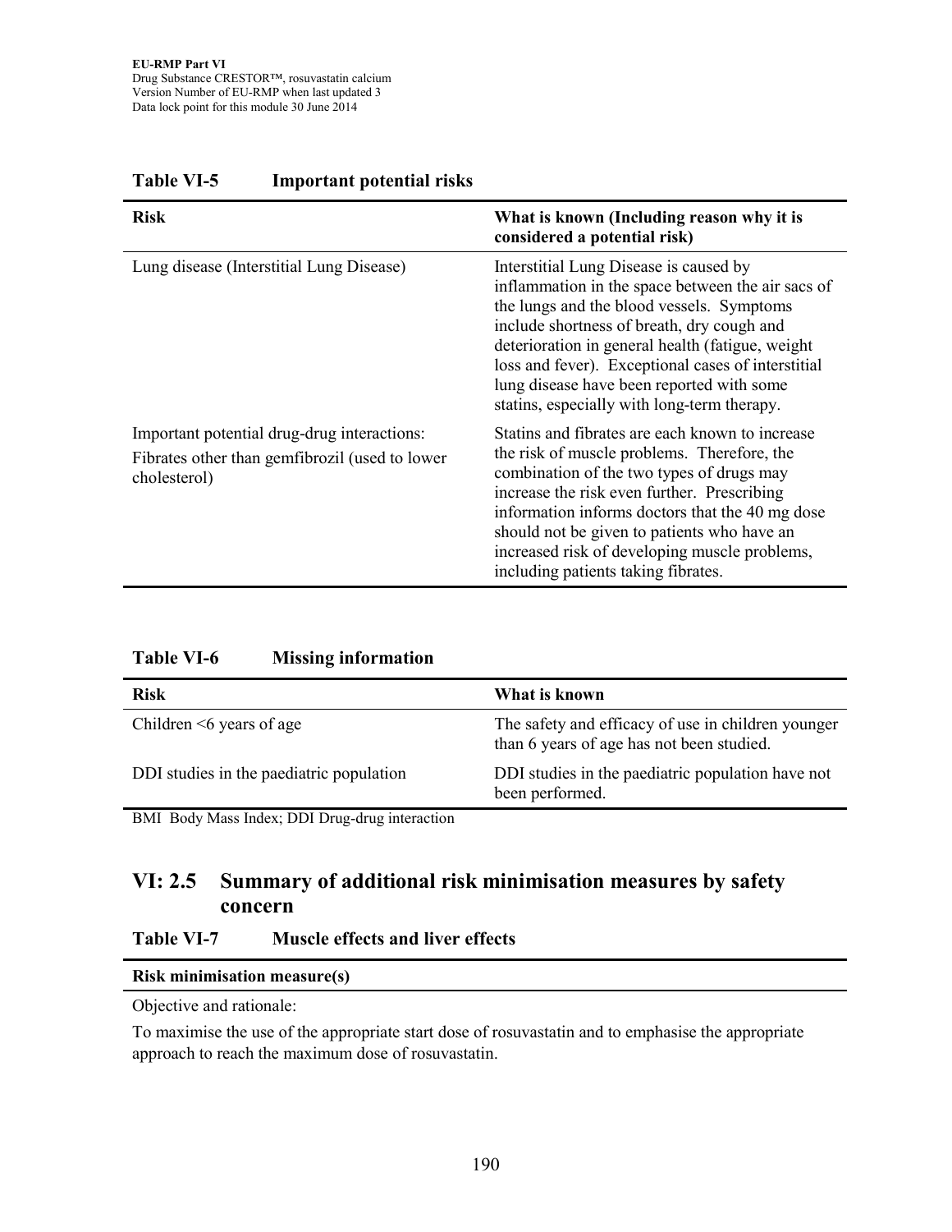**Table VI-5 Important potential risks**

| Risk | What is known (Including reason why it is considered a potential risk) |
|---|---|
| Lung disease (Interstitial Lung Disease) | Interstitial Lung Disease is caused by inflammation in the space between the air sacs of the lungs and the blood vessels. Symptoms include shortness of breath, dry cough and deterioration in general health (fatigue, weight loss and fever). Exceptional cases of interstitial lung disease have been reported with some statins, especially with long-term therapy. |
| Important potential drug-drug interactions: Fibrates other than gemfibrozil (used to lower cholesterol) | Statins and fibrates are each known to increase the risk of muscle problems. Therefore, the combination of the two types of drugs may increase the risk even further. Prescribing information informs doctors that the 40 mg dose should not be given to patients who have an increased risk of developing muscle problems, including patients taking fibrates. |

**Table VI-6 Missing information**

| Risk | What is known |
|---|---|
| Children <6 years of age | The safety and efficacy of use in children younger than 6 years of age has not been studied. |
| DDI studies in the paediatric population | DDI studies in the paediatric population have not been performed. |

BMI Body Mass Index; DDI Drug-drug interaction

## VI: 2.5 Summary of additional risk minimisation measures by safety concern

**Table VI-7 Muscle effects and liver effects**

| Risk minimisation measure(s) |
|---|
| Objective and rationale: |
| To maximise the use of the appropriate start dose of rosuvastatin and to emphasise the appropriate approach to reach the maximum dose of rosuvastatin. |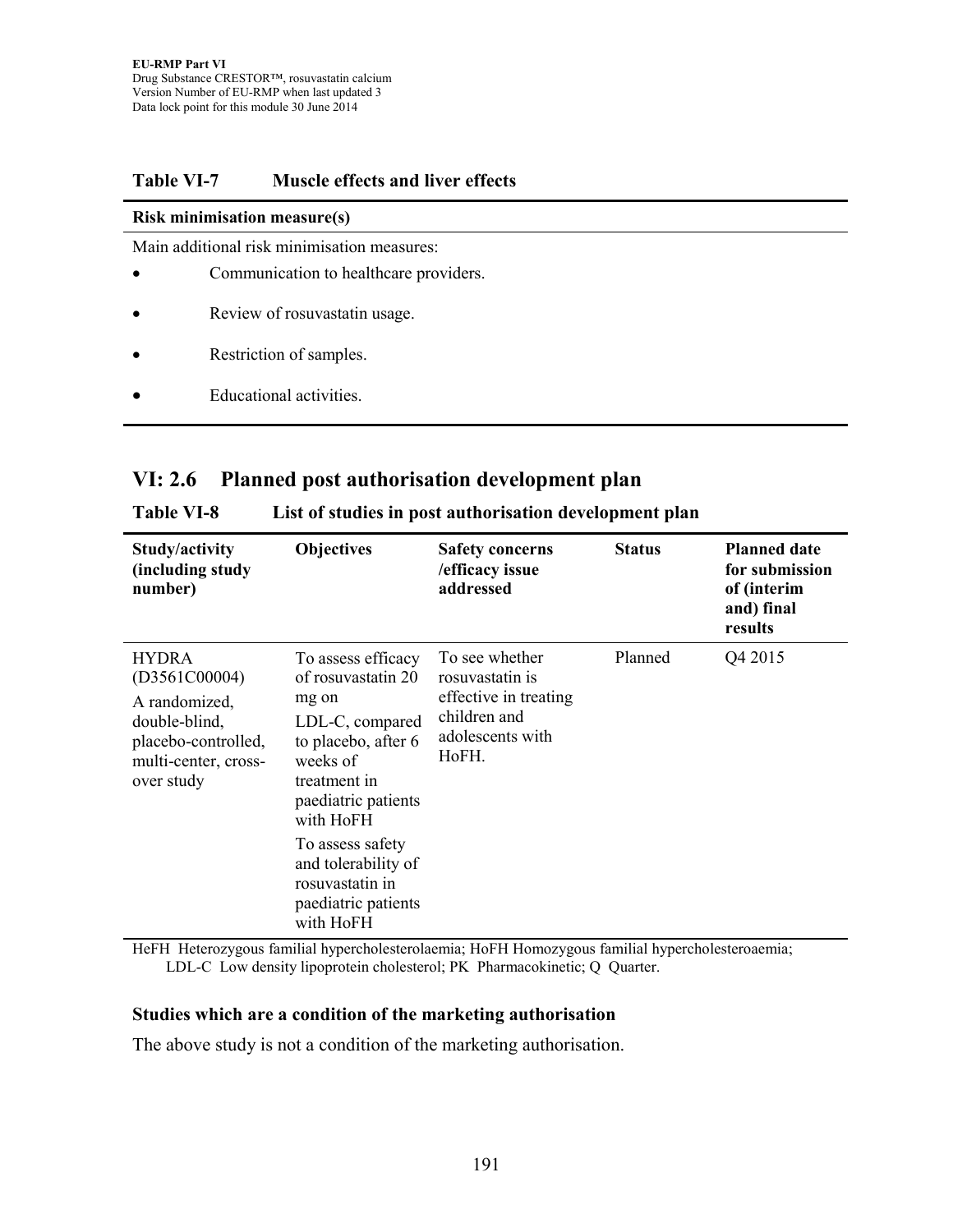**Table VI-7 Muscle effects and liver effects**

| Risk minimisation measure(s) |
|---|
| Main additional risk minimisation measures:<br>• Communication to healthcare providers.<br>• Review of rosuvastatin usage.<br>• Restriction of samples.<br>• Educational activities. |

## VI: 2.6 Planned post authorisation development plan

**Table VI-8 List of studies in post authorisation development plan**

| Study/activity (including study number) | Objectives | Safety concerns /efficacy issue addressed | Status | Planned date for submission of (interim and) final results |
|---|---|---|---|---|
| HYDRA (D3561C00004)<br>A randomized, double-blind, placebo-controlled, multi-center, cross-over study | To assess efficacy of rosuvastatin 20 mg on LDL-C, compared to placebo, after 6 weeks of treatment in paediatric patients with HoFH<br>To assess safety and tolerability of rosuvastatin in paediatric patients with HoFH | To see whether rosuvastatin is effective in treating children and adolescents with HoFH. | Planned | Q4 2015 |

HeFH Heterozygous familial hypercholesterolaemia; HoFH Homozygous familial hypercholesteroaemia; LDL-C Low density lipoprotein cholesterol; PK Pharmacokinetic; Q Quarter.

### Studies which are a condition of the marketing authorisation

The above study is not a condition of the marketing authorisation.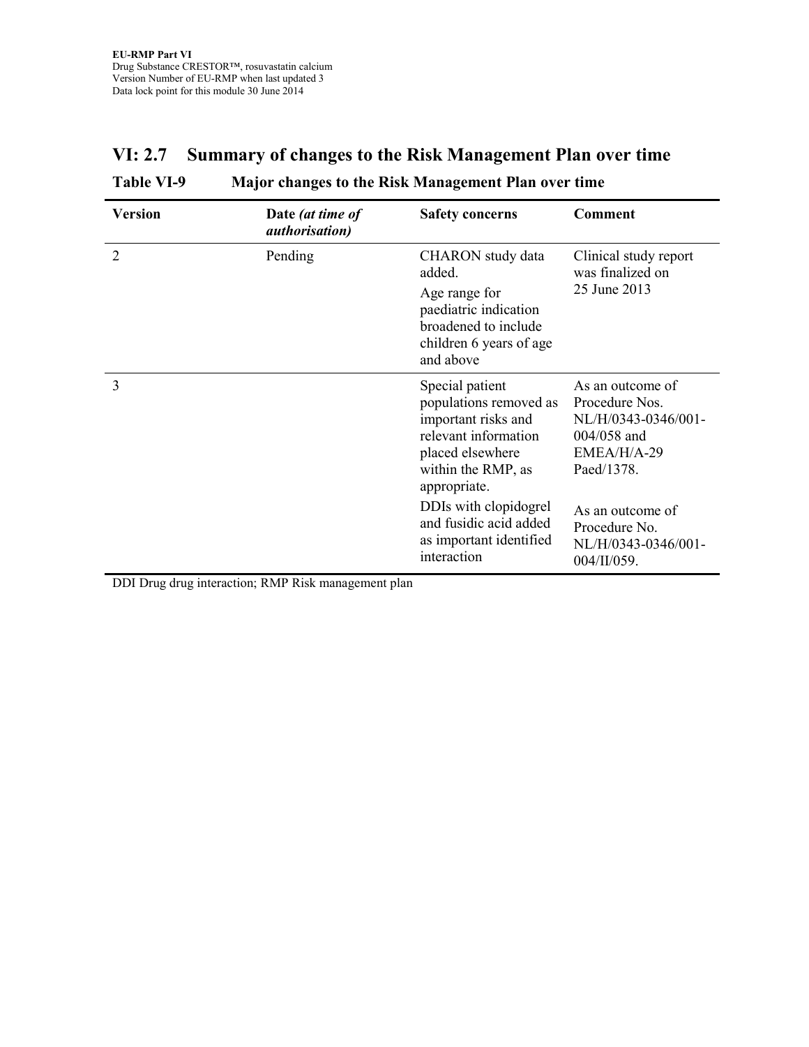## VI: 2.7 Summary of changes to the Risk Management Plan over time

**Table VI-9 Major changes to the Risk Management Plan over time**

| Version | Date *(at time of authorisation)* | Safety concerns | Comment |
|---|---|---|---|
| 2 | Pending | CHARON study data added.<br>Age range for paediatric indication broadened to include children 6 years of age and above | Clinical study report was finalized on 25 June 2013 |
| 3 | | Special patient populations removed as important risks and relevant information placed elsewhere within the RMP, as appropriate.<br>DDIs with clopidogrel and fusidic acid added as important identified interaction | As an outcome of Procedure Nos. NL/H/0343-0346/001-004/058 and EMEA/H/A-29 Paed/1378.<br>As an outcome of Procedure No. NL/H/0343-0346/001-004/II/059. |

DDI Drug drug interaction; RMP Risk management plan